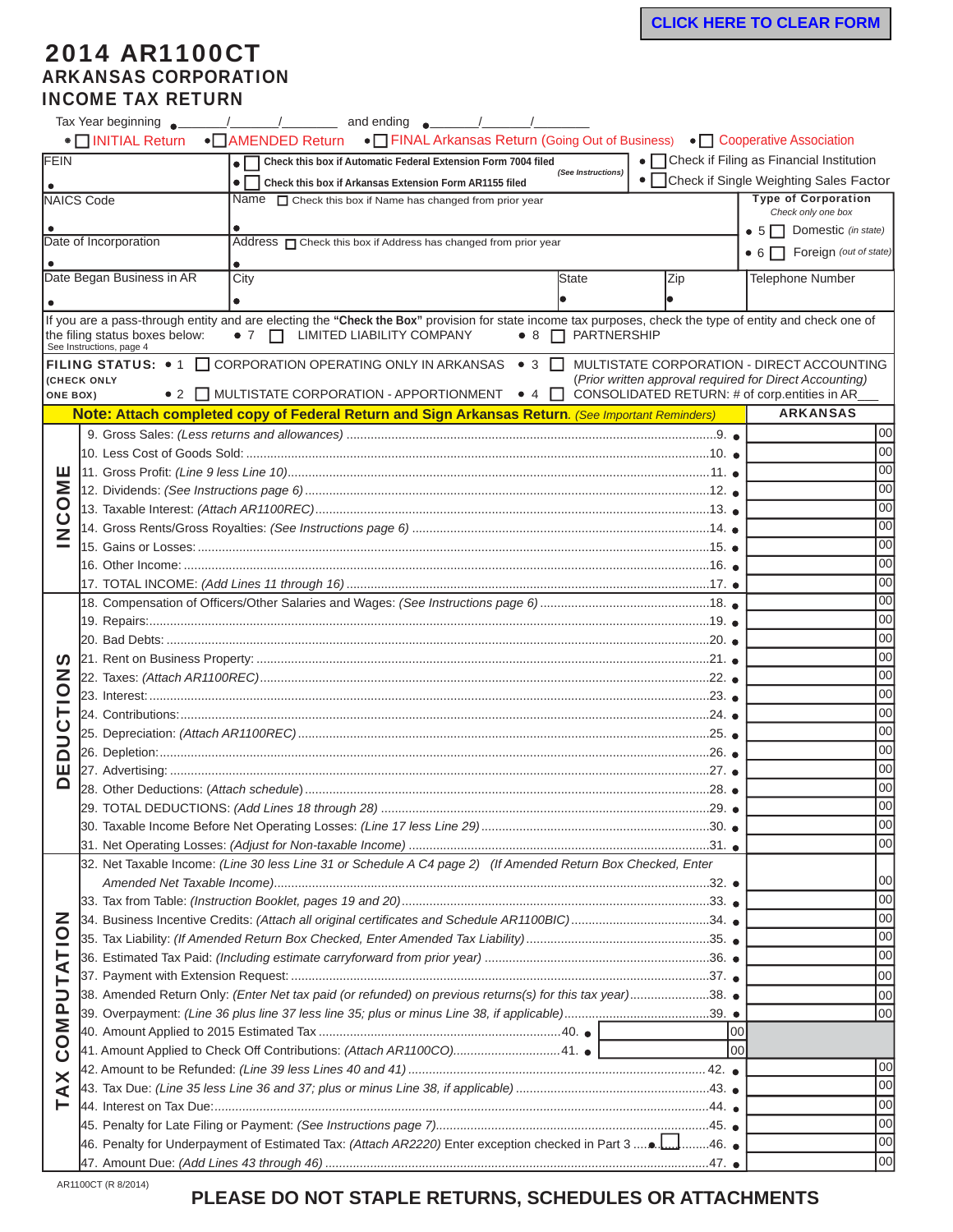CLICK HERE TO CLEAR FORM

# 2014 AR1100CT
## ARKANSAS CORPORATION INCOME TAX RETURN

Tax Year beginning ● ____/____/______ and ending ● ____/____/______

● ☐ INITIAL Return ● ☐ AMENDED Return ● ☐ FINAL Arkansas Return (Going Out of Business) ● ☐ Cooperative Association

| FEIN ● | ● ☐ Check this box if Automatic Federal Extension Form 7004 filed (See Instructions) ● ☐ Check this box if Arkansas Extension Form AR1155 filed | ● ☐ Check if Filing as Financial Institution ● ☐ Check if Single Weighting Sales Factor | |
|---|---|---|---|
| NAICS Code ● | Name ☐ Check this box if Name has changed from prior year ● | | Type of Corporation (Check only one box) ● 5 ☐ Domestic (in state) ● 6 ☐ Foreign (out of state) |
| Date of Incorporation ● | Address ☐ Check this box if Address has changed from prior year ● | | |
| Date Began Business in AR ● | City ● | State ● Zip ● | Telephone Number |

If you are a pass-through entity and are electing the **"Check the Box"** provision for state income tax purposes, check the type of entity and check one of the filing status boxes below: ● 7 ☐ LIMITED LIABILITY COMPANY ● 8 ☐ PARTNERSHIP
See Instructions, page 4

**FILING STATUS:** (CHECK ONLY ONE BOX)
● 1 ☐ CORPORATION OPERATING ONLY IN ARKANSAS
● 2 ☐ MULTISTATE CORPORATION - APPORTIONMENT
● 3 ☐ MULTISTATE CORPORATION - DIRECT ACCOUNTING (Prior written approval required for Direct Accounting)
● 4 ☐ CONSOLIDATED RETURN: # of corp.entities in AR___

**Note: Attach completed copy of Federal Return and Sign Arkansas Return.** *(See Important Reminders)*

| | | | ARKANSAS |
|---|---|---|---|
| INCOME | 9. Gross Sales: *(Less returns and allowances)* | 9. ● | 00 |
| | 10. Less Cost of Goods Sold: | 10. ● | 00 |
| | 11. Gross Profit: *(Line 9 less Line 10)* | 11. ● | 00 |
| | 12. Dividends: *(See Instructions page 6)* | 12. ● | 00 |
| | 13. Taxable Interest: *(Attach AR1100REC)* | 13. ● | 00 |
| | 14. Gross Rents/Gross Royalties: *(See Instructions page 6)* | 14. ● | 00 |
| | 15. Gains or Losses: | 15. ● | 00 |
| | 16. Other Income: | 16. ● | 00 |
| | 17. TOTAL INCOME: *(Add Lines 11 through 16)* | 17. ● | 00 |
| DEDUCTIONS | 18. Compensation of Officers/Other Salaries and Wages: *(See Instructions page 6)* | 18. ● | 00 |
| | 19. Repairs: | 19. ● | 00 |
| | 20. Bad Debts: | 20. ● | 00 |
| | 21. Rent on Business Property: | 21. ● | 00 |
| | 22. Taxes: *(Attach AR1100REC)* | 22. ● | 00 |
| | 23. Interest: | 23. ● | 00 |
| | 24. Contributions: | 24. ● | 00 |
| | 25. Depreciation: *(Attach AR1100REC)* | 25. ● | 00 |
| | 26. Depletion: | 26. ● | 00 |
| | 27. Advertising: | 27. ● | 00 |
| | 28. Other Deductions: *(Attach schedule)* | 28. ● | 00 |
| | 29. TOTAL DEDUCTIONS: *(Add Lines 18 through 28)* | 29. ● | 00 |
| | 30. Taxable Income Before Net Operating Losses: *(Line 17 less Line 29)* | 30. ● | 00 |
| | 31. Net Operating Losses: *(Adjust for Non-taxable Income)* | 31. ● | 00 |
| TAX COMPUTATION | 32. Net Taxable Income: *(Line 30 less Line 31 or Schedule A C4 page 2) (If Amended Return Box Checked, Enter Amended Net Taxable Income)* | 32. ● | 00 |
| | 33. Tax from Table: *(Instruction Booklet, pages 19 and 20)* | 33. ● | 00 |
| | 34. Business Incentive Credits: *(Attach all original certificates and Schedule AR1100BIC)* | 34. ● | 00 |
| | 35. Tax Liability: *(If Amended Return Box Checked, Enter Amended Tax Liability)* | 35. ● | 00 |
| | 36. Estimated Tax Paid: *(Including estimate carryforward from prior year)* | 36. ● | 00 |
| | 37. Payment with Extension Request: | 37. ● | 00 |
| | 38. Amended Return Only: *(Enter Net tax paid (or refunded) on previous returns(s) for this tax year)* | 38. ● | 00 |
| | 39. Overpayment: *(Line 36 plus line 37 less line 35; plus or minus Line 38, if applicable)* | 39. ● | 00 |
| | 40. Amount Applied to 2015 Estimated Tax | 40. ● 00 | |
| | 41. Amount Applied to Check Off Contributions: *(Attach AR1100CO)* | 41. ● 00 | |
| | 42. Amount to be Refunded: *(Line 39 less Lines 40 and 41)* | 42. ● | 00 |
| | 43. Tax Due: *(Line 35 less Line 36 and 37; plus or minus Line 38, if applicable)* | 43. ● | 00 |
| | 44. Interest on Tax Due: | 44. ● | 00 |
| | 45. Penalty for Late Filing or Payment: *(See Instructions page 7)* | 45. ● | 00 |
| | 46. Penalty for Underpayment of Estimated Tax: *(Attach AR2220)* Enter exception checked in Part 3 ● ☐ | 46. ● | 00 |
| | 47. Amount Due: *(Add Lines 43 through 46)* | 47. ● | 00 |

AR1100CT (R 8/2014)

**PLEASE DO NOT STAPLE RETURNS, SCHEDULES OR ATTACHMENTS**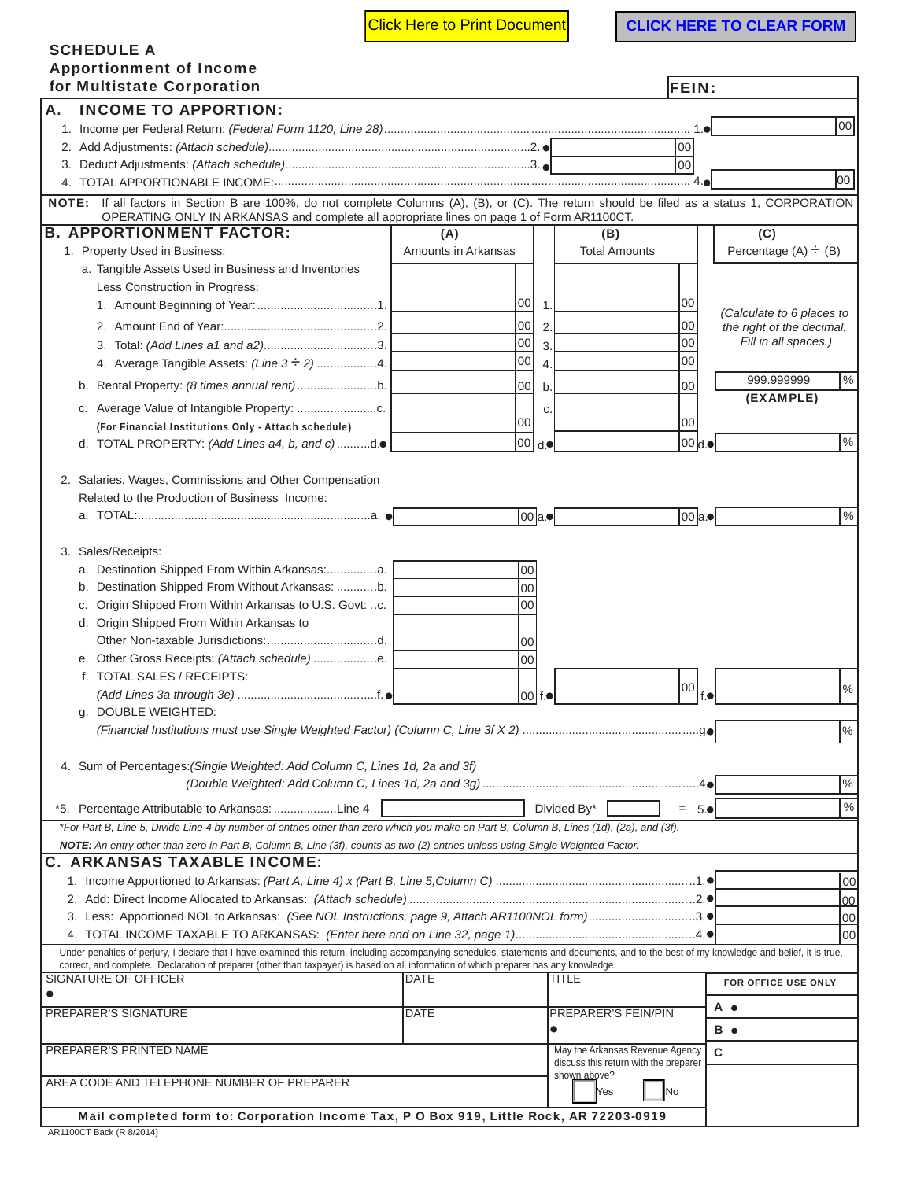Click Here to Print Document

CLICK HERE TO CLEAR FORM

## SCHEDULE A
## Apportionment of Income for Multistate Corporation

**FEIN:**

### A. INCOME TO APPORTION:

| | | | |
|---|---|---|---|
| 1. Income per Federal Return: *(Federal Form 1120, Line 28)* | 1. ● | | 00 |
| 2. Add Adjustments: *(Attach schedule)* | 2. ● | 00 | |
| 3. Deduct Adjustments: *(Attach schedule)* | 3. ● | 00 | |
| 4. TOTAL APPORTIONABLE INCOME: | 4. ● | | 00 |

**NOTE:** If all factors in Section B are 100%, do not complete Columns (A), (B), or (C). The return should be filed as a status 1, CORPORATION OPERATING ONLY IN ARKANSAS and complete all appropriate lines on page 1 of Form AR1100CT.

### B. APPORTIONMENT FACTOR:

| | (A) Amounts in Arkansas | (B) Total Amounts | (C) Percentage (A) ÷ (B) |
|---|---|---|---|
| 1. Property Used in Business: | | | |
| a. Tangible Assets Used in Business and Inventories Less Construction in Progress: | | | (Calculate to 6 places to the right of the decimal. Fill in all spaces.) |
| 1. Amount Beginning of Year: 1. | 00 | 1. 00 | |
| 2. Amount End of Year: 2. | 00 | 2. 00 | |
| 3. Total: *(Add Lines a1 and a2)* 3. | 00 | 3. 00 | |
| 4. Average Tangible Assets: *(Line 3 ÷ 2)* 4. | 00 | 4. 00 | |
| b. Rental Property: *(8 times annual rent)* b. | 00 | b. 00 | 999.999999 % **(EXAMPLE)** |
| c. Average Value of Intangible Property: c. **(For Financial Institutions Only - Attach schedule)** | 00 | c. 00 | |
| d. TOTAL PROPERTY: *(Add Lines a4, b, and c)* d. ● | 00 | d. ● 00 | d. ● % |
| 2. Salaries, Wages, Commissions and Other Compensation Related to the Production of Business Income: | | | |
| a. TOTAL: a. ● | 00 | a. ● 00 | a. ● % |
| 3. Sales/Receipts: | | | |
| a. Destination Shipped From Within Arkansas: a. | 00 | | |
| b. Destination Shipped From Without Arkansas: b. | 00 | | |
| c. Origin Shipped From Within Arkansas to U.S. Govt: c. | 00 | | |
| d. Origin Shipped From Within Arkansas to Other Non-taxable Jurisdictions: d. | 00 | | |
| e. Other Gross Receipts: *(Attach schedule)* e. | 00 | | |
| f. TOTAL SALES / RECEIPTS: *(Add Lines 3a through 3e)* f. ● | 00 | f. ● 00 | f. ● % |
| g. DOUBLE WEIGHTED: *(Financial Institutions must use Single Weighted Factor) (Column C, Line 3f X 2)* g. ● | | | % |
| 4. Sum of Percentages: *(Single Weighted: Add Column C, Lines 1d, 2a and 3f)* *(Double Weighted: Add Column C, Lines 1d, 2a and 3g)* 4. ● | | | % |
| *5. Percentage Attributable to Arkansas: Line 4 ______ Divided By* ______ = 5. ● | | | % |

**For Part B, Line 5, Divide Line 4 by number of entries other than zero which you make on Part B, Column B, Lines (1d), (2a), and (3f).*

***NOTE:** An entry other than zero in Part B, Column B, Line (3f), counts as two (2) entries unless using Single Weighted Factor.*

### C. ARKANSAS TAXABLE INCOME:

| | | |
|---|---|---|
| 1. Income Apportioned to Arkansas: *(Part A, Line 4) x (Part B, Line 5, Column C)* | 1. ● | 00 |
| 2. Add: Direct Income Allocated to Arkansas: *(Attach schedule)* | 2. ● | 00 |
| 3. Less: Apportioned NOL to Arkansas: *(See NOL Instructions, page 9, Attach AR1100NOL form)* | 3. ● | 00 |
| 4. TOTAL INCOME TAXABLE TO ARKANSAS: *(Enter here and on Line 32, page 1)* | 4. ● | 00 |

Under penalties of perjury, I declare that I have examined this return, including accompanying schedules, statements and documents, and to the best of my knowledge and belief, it is true, correct, and complete. Declaration of preparer (other than taxpayer) is based on all information of which preparer has any knowledge.

| | | | |
|---|---|---|---|
| SIGNATURE OF OFFICER ● | DATE | TITLE | FOR OFFICE USE ONLY |
| PREPARER'S SIGNATURE | DATE | PREPARER'S FEIN/PIN ● | A ● / B ● |
| PREPARER'S PRINTED NAME | | May the Arkansas Revenue Agency discuss this return with the preparer shown above? ☐ Yes ☐ No | C |
| AREA CODE AND TELEPHONE NUMBER OF PREPARER | | | |

**Mail completed form to: Corporation Income Tax, P O Box 919, Little Rock, AR 72203-0919**

AR1100CT Back (R 8/2014)